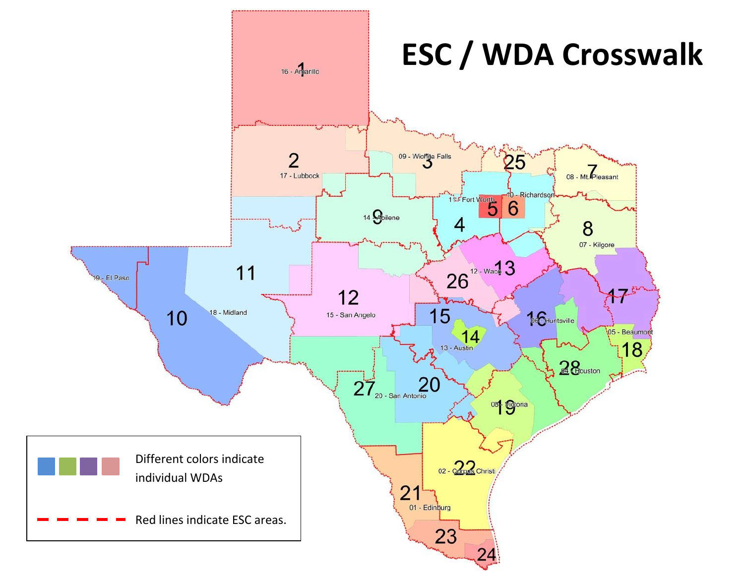# ESC / WDA Crosswalk

Different colors indicate individual WDAs

Red lines indicate ESC areas.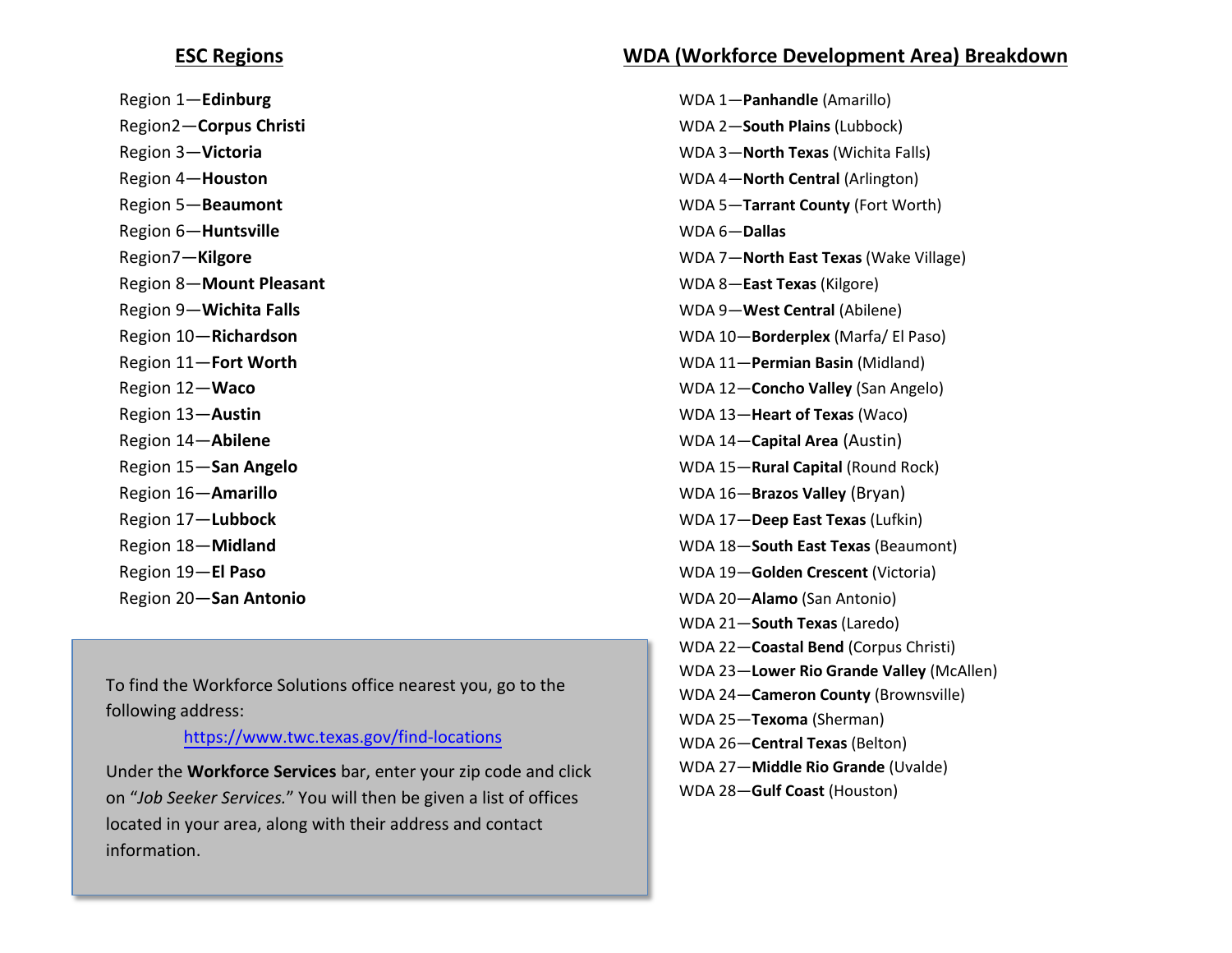## ESC Regions

Region 1—**Edinburg**
Region2—**Corpus Christi**
Region 3—**Victoria**
Region 4—**Houston**
Region 5—**Beaumont**
Region 6—**Huntsville**
Region7—**Kilgore**
Region 8—**Mount Pleasant**
Region 9—**Wichita Falls**
Region 10—**Richardson**
Region 11—**Fort Worth**
Region 12—**Waco**
Region 13—**Austin**
Region 14—**Abilene**
Region 15—**San Angelo**
Region 16—**Amarillo**
Region 17—**Lubbock**
Region 18—**Midland**
Region 19—**El Paso**
Region 20—**San Antonio**

To find the Workforce Solutions office nearest you, go to the following address:

https://www.twc.texas.gov/find-locations

Under the **Workforce Services** bar, enter your zip code and click on "*Job Seeker Services.*" You will then be given a list of offices located in your area, along with their address and contact information.

## WDA (Workforce Development Area) Breakdown

WDA 1—**Panhandle** (Amarillo)
WDA 2—**South Plains** (Lubbock)
WDA 3—**North Texas** (Wichita Falls)
WDA 4—**North Central** (Arlington)
WDA 5—**Tarrant County** (Fort Worth)
WDA 6—**Dallas**
WDA 7—**North East Texas** (Wake Village)
WDA 8—**East Texas** (Kilgore)
WDA 9—**West Central** (Abilene)
WDA 10—**Borderplex** (Marfa/ El Paso)
WDA 11—**Permian Basin** (Midland)
WDA 12—**Concho Valley** (San Angelo)
WDA 13—**Heart of Texas** (Waco)
WDA 14—**Capital Area** (Austin)
WDA 15—**Rural Capital** (Round Rock)
WDA 16—**Brazos Valley** (Bryan)
WDA 17—**Deep East Texas** (Lufkin)
WDA 18—**South East Texas** (Beaumont)
WDA 19—**Golden Crescent** (Victoria)
WDA 20—**Alamo** (San Antonio)
WDA 21—**South Texas** (Laredo)
WDA 22—**Coastal Bend** (Corpus Christi)
WDA 23—**Lower Rio Grande Valley** (McAllen)
WDA 24—**Cameron County** (Brownsville)
WDA 25—**Texoma** (Sherman)
WDA 26—**Central Texas** (Belton)
WDA 27—**Middle Rio Grande** (Uvalde)
WDA 28—**Gulf Coast** (Houston)